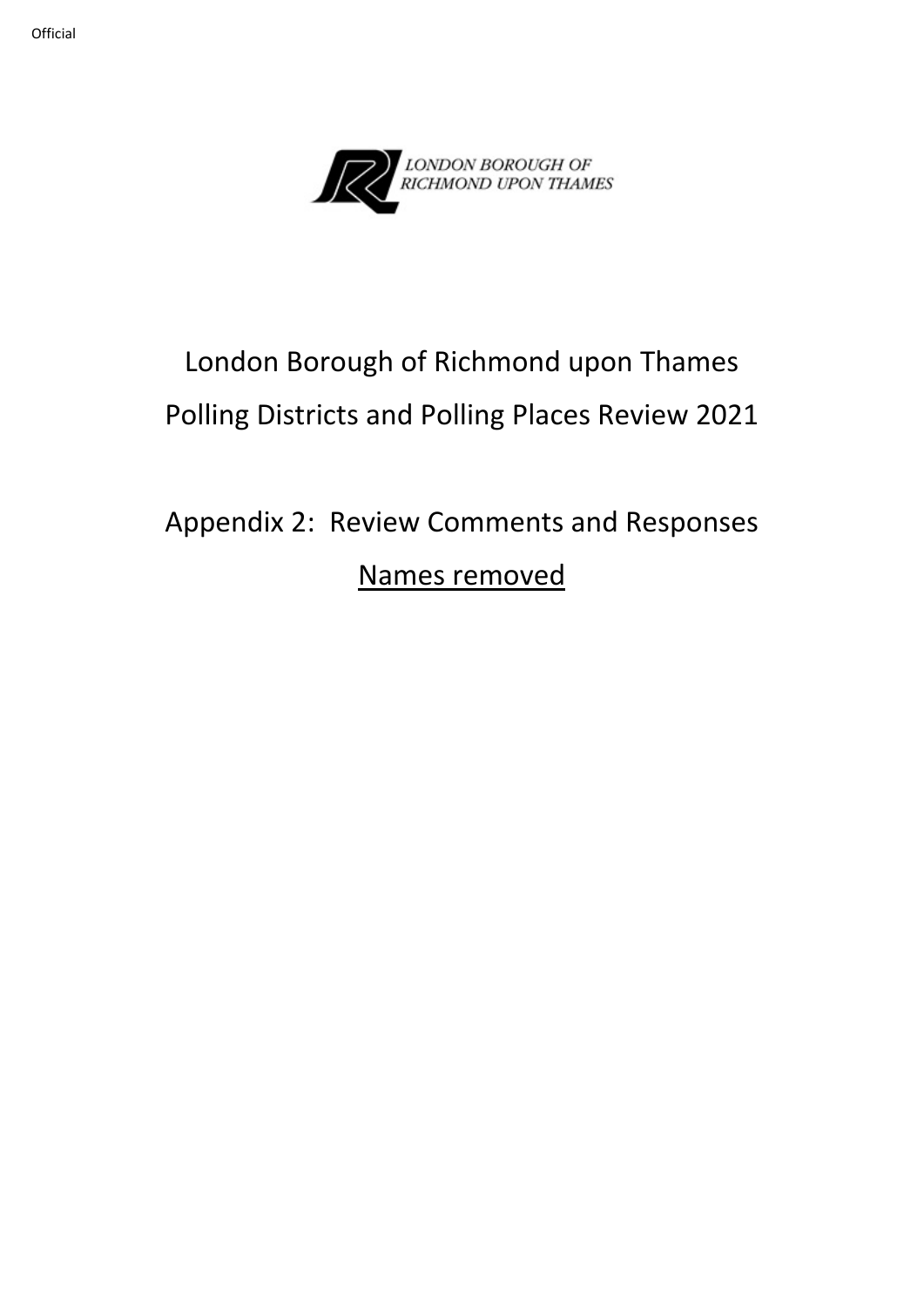Official

LONDON BOROUGH OF
RICHMOND UPON THAMES

# London Borough of Richmond upon Thames

# Polling Districts and Polling Places Review 2021

## Appendix 2: Review Comments and Responses

## Names removed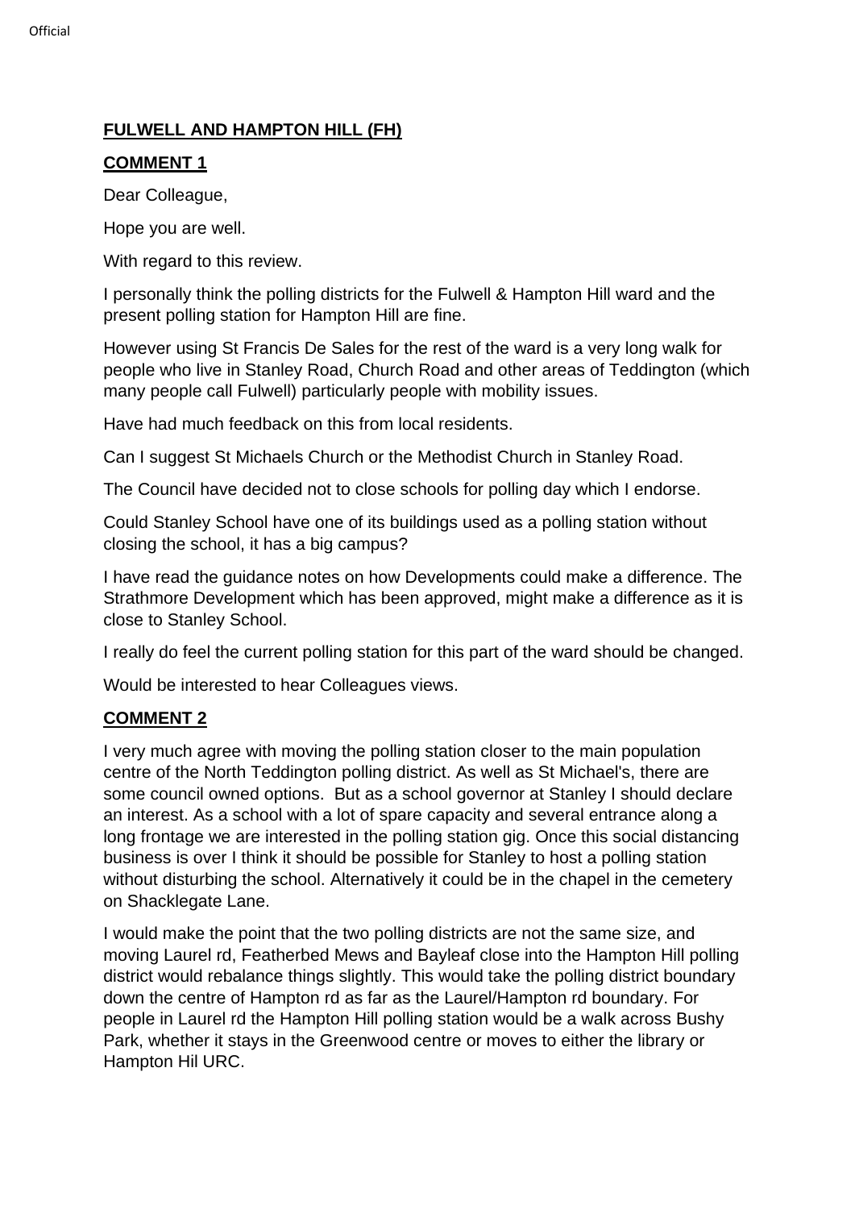**FULWELL AND HAMPTON HILL (FH)**

**COMMENT 1**

Dear Colleague,

Hope you are well.

With regard to this review.

I personally think the polling districts for the Fulwell & Hampton Hill ward and the present polling station for Hampton Hill are fine.

However using St Francis De Sales for the rest of the ward is a very long walk for people who live in Stanley Road, Church Road and other areas of Teddington (which many people call Fulwell) particularly people with mobility issues.

Have had much feedback on this from local residents.

Can I suggest St Michaels Church or the Methodist Church in Stanley Road.

The Council have decided not to close schools for polling day which I endorse.

Could Stanley School have one of its buildings used as a polling station without closing the school, it has a big campus?

I have read the guidance notes on how Developments could make a difference. The Strathmore Development which has been approved, might make a difference as it is close to Stanley School.

I really do feel the current polling station for this part of the ward should be changed.

Would be interested to hear Colleagues views.

**COMMENT 2**

I very much agree with moving the polling station closer to the main population centre of the North Teddington polling district. As well as St Michael's, there are some council owned options. But as a school governor at Stanley I should declare an interest. As a school with a lot of spare capacity and several entrance along a long frontage we are interested in the polling station gig. Once this social distancing business is over I think it should be possible for Stanley to host a polling station without disturbing the school. Alternatively it could be in the chapel in the cemetery on Shacklegate Lane.

I would make the point that the two polling districts are not the same size, and moving Laurel rd, Featherbed Mews and Bayleaf close into the Hampton Hill polling district would rebalance things slightly. This would take the polling district boundary down the centre of Hampton rd as far as the Laurel/Hampton rd boundary. For people in Laurel rd the Hampton Hill polling station would be a walk across Bushy Park, whether it stays in the Greenwood centre or moves to either the library or Hampton Hil URC.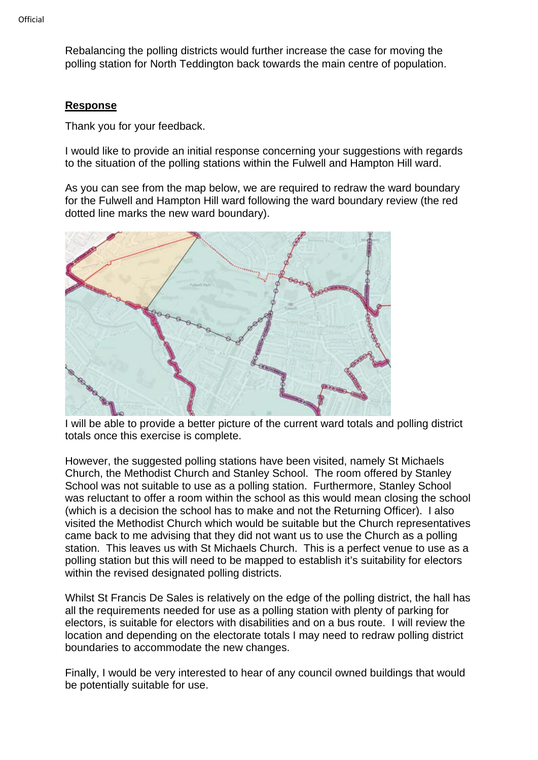Rebalancing the polling districts would further increase the case for moving the polling station for North Teddington back towards the main centre of population.

**Response**

Thank you for your feedback.

I would like to provide an initial response concerning your suggestions with regards to the situation of the polling stations within the Fulwell and Hampton Hill ward.

As you can see from the map below, we are required to redraw the ward boundary for the Fulwell and Hampton Hill ward following the ward boundary review (the red dotted line marks the new ward boundary).

I will be able to provide a better picture of the current ward totals and polling district totals once this exercise is complete.

However, the suggested polling stations have been visited, namely St Michaels Church, the Methodist Church and Stanley School. The room offered by Stanley School was not suitable to use as a polling station. Furthermore, Stanley School was reluctant to offer a room within the school as this would mean closing the school (which is a decision the school has to make and not the Returning Officer). I also visited the Methodist Church which would be suitable but the Church representatives came back to me advising that they did not want us to use the Church as a polling station. This leaves us with St Michaels Church. This is a perfect venue to use as a polling station but this will need to be mapped to establish it's suitability for electors within the revised designated polling districts.

Whilst St Francis De Sales is relatively on the edge of the polling district, the hall has all the requirements needed for use as a polling station with plenty of parking for electors, is suitable for electors with disabilities and on a bus route. I will review the location and depending on the electorate totals I may need to redraw polling district boundaries to accommodate the new changes.

Finally, I would be very interested to hear of any council owned buildings that would be potentially suitable for use.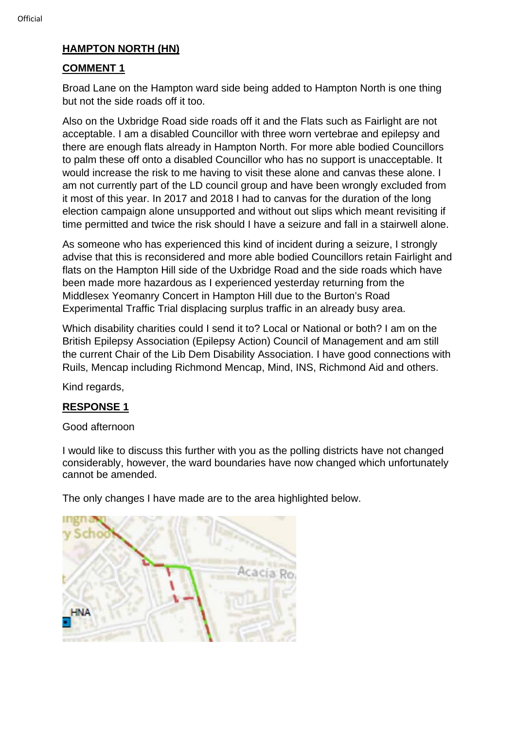**HAMPTON NORTH (HN)**

**COMMENT 1**

Broad Lane on the Hampton ward side being added to Hampton North is one thing but not the side roads off it too.

Also on the Uxbridge Road side roads off it and the Flats such as Fairlight are not acceptable. I am a disabled Councillor with three worn vertebrae and epilepsy and there are enough flats already in Hampton North. For more able bodied Councillors to palm these off onto a disabled Councillor who has no support is unacceptable. It would increase the risk to me having to visit these alone and canvas these alone. I am not currently part of the LD council group and have been wrongly excluded from it most of this year. In 2017 and 2018 I had to canvas for the duration of the long election campaign alone unsupported and without out slips which meant revisiting if time permitted and twice the risk should I have a seizure and fall in a stairwell alone.

As someone who has experienced this kind of incident during a seizure, I strongly advise that this is reconsidered and more able bodied Councillors retain Fairlight and flats on the Hampton Hill side of the Uxbridge Road and the side roads which have been made more hazardous as I experienced yesterday returning from the Middlesex Yeomanry Concert in Hampton Hill due to the Burton's Road Experimental Traffic Trial displacing surplus traffic in an already busy area.

Which disability charities could I send it to? Local or National or both? I am on the British Epilepsy Association (Epilepsy Action) Council of Management and am still the current Chair of the Lib Dem Disability Association. I have good connections with Ruils, Mencap including Richmond Mencap, Mind, INS, Richmond Aid and others.

Kind regards,

**RESPONSE 1**

Good afternoon

I would like to discuss this further with you as the polling districts have not changed considerably, however, the ward boundaries have now changed which unfortunately cannot be amended.

The only changes I have made are to the area highlighted below.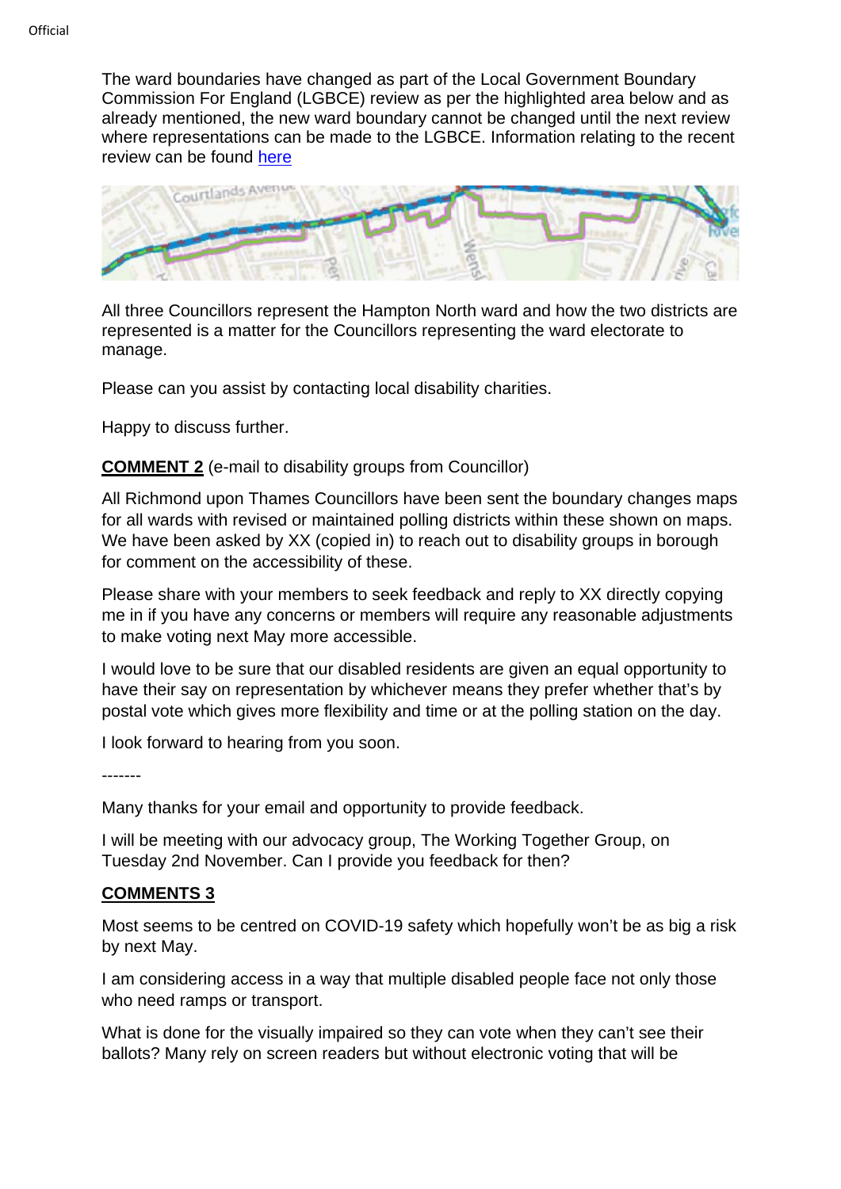The ward boundaries have changed as part of the Local Government Boundary Commission For England (LGBCE) review as per the highlighted area below and as already mentioned, the new ward boundary cannot be changed until the next review where representations can be made to the LGBCE. Information relating to the recent review can be found [here](here)

All three Councillors represent the Hampton North ward and how the two districts are represented is a matter for the Councillors representing the ward electorate to manage.

Please can you assist by contacting local disability charities.

Happy to discuss further.

**COMMENT 2** (e-mail to disability groups from Councillor)

All Richmond upon Thames Councillors have been sent the boundary changes maps for all wards with revised or maintained polling districts within these shown on maps. We have been asked by XX (copied in) to reach out to disability groups in borough for comment on the accessibility of these.

Please share with your members to seek feedback and reply to XX directly copying me in if you have any concerns or members will require any reasonable adjustments to make voting next May more accessible.

I would love to be sure that our disabled residents are given an equal opportunity to have their say on representation by whichever means they prefer whether that's by postal vote which gives more flexibility and time or at the polling station on the day.

I look forward to hearing from you soon.

-------

Many thanks for your email and opportunity to provide feedback.

I will be meeting with our advocacy group, The Working Together Group, on Tuesday 2nd November. Can I provide you feedback for then?

**COMMENTS 3**

Most seems to be centred on COVID-19 safety which hopefully won't be as big a risk by next May.

I am considering access in a way that multiple disabled people face not only those who need ramps or transport.

What is done for the visually impaired so they can vote when they can't see their ballots? Many rely on screen readers but without electronic voting that will be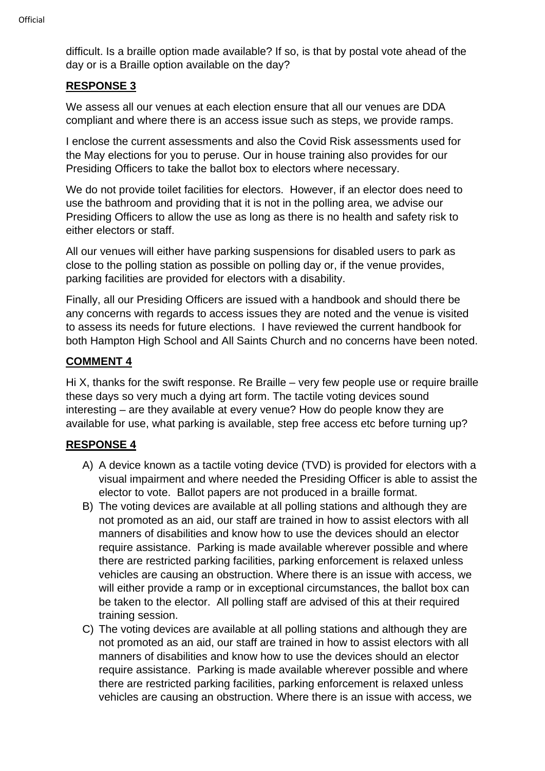difficult. Is a braille option made available? If so, is that by postal vote ahead of the day or is a Braille option available on the day?

**RESPONSE 3**

We assess all our venues at each election ensure that all our venues are DDA compliant and where there is an access issue such as steps, we provide ramps.

I enclose the current assessments and also the Covid Risk assessments used for the May elections for you to peruse. Our in house training also provides for our Presiding Officers to take the ballot box to electors where necessary.

We do not provide toilet facilities for electors. However, if an elector does need to use the bathroom and providing that it is not in the polling area, we advise our Presiding Officers to allow the use as long as there is no health and safety risk to either electors or staff.

All our venues will either have parking suspensions for disabled users to park as close to the polling station as possible on polling day or, if the venue provides, parking facilities are provided for electors with a disability.

Finally, all our Presiding Officers are issued with a handbook and should there be any concerns with regards to access issues they are noted and the venue is visited to assess its needs for future elections. I have reviewed the current handbook for both Hampton High School and All Saints Church and no concerns have been noted.

**COMMENT 4**

Hi X, thanks for the swift response. Re Braille – very few people use or require braille these days so very much a dying art form. The tactile voting devices sound interesting – are they available at every venue? How do people know they are available for use, what parking is available, step free access etc before turning up?

**RESPONSE 4**

A) A device known as a tactile voting device (TVD) is provided for electors with a visual impairment and where needed the Presiding Officer is able to assist the elector to vote. Ballot papers are not produced in a braille format.
B) The voting devices are available at all polling stations and although they are not promoted as an aid, our staff are trained in how to assist electors with all manners of disabilities and know how to use the devices should an elector require assistance. Parking is made available wherever possible and where there are restricted parking facilities, parking enforcement is relaxed unless vehicles are causing an obstruction. Where there is an issue with access, we will either provide a ramp or in exceptional circumstances, the ballot box can be taken to the elector. All polling staff are advised of this at their required training session.
C) The voting devices are available at all polling stations and although they are not promoted as an aid, our staff are trained in how to assist electors with all manners of disabilities and know how to use the devices should an elector require assistance. Parking is made available wherever possible and where there are restricted parking facilities, parking enforcement is relaxed unless vehicles are causing an obstruction. Where there is an issue with access, we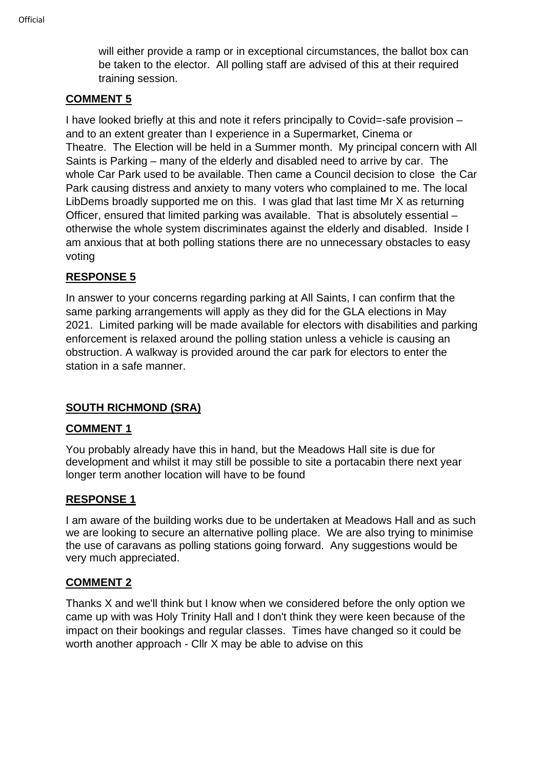will either provide a ramp or in exceptional circumstances, the ballot box can be taken to the elector. All polling staff are advised of this at their required training session.

**COMMENT 5**

I have looked briefly at this and note it refers principally to Covid=-safe provision – and to an extent greater than I experience in a Supermarket, Cinema or Theatre. The Election will be held in a Summer month. My principal concern with All Saints is Parking – many of the elderly and disabled need to arrive by car. The whole Car Park used to be available. Then came a Council decision to close the Car Park causing distress and anxiety to many voters who complained to me. The local LibDems broadly supported me on this. I was glad that last time Mr X as returning Officer, ensured that limited parking was available. That is absolutely essential – otherwise the whole system discriminates against the elderly and disabled. Inside I am anxious that at both polling stations there are no unnecessary obstacles to easy voting

**RESPONSE 5**

In answer to your concerns regarding parking at All Saints, I can confirm that the same parking arrangements will apply as they did for the GLA elections in May 2021. Limited parking will be made available for electors with disabilities and parking enforcement is relaxed around the polling station unless a vehicle is causing an obstruction. A walkway is provided around the car park for electors to enter the station in a safe manner.

**SOUTH RICHMOND (SRA)**

**COMMENT 1**

You probably already have this in hand, but the Meadows Hall site is due for development and whilst it may still be possible to site a portacabin there next year longer term another location will have to be found

**RESPONSE 1**

I am aware of the building works due to be undertaken at Meadows Hall and as such we are looking to secure an alternative polling place. We are also trying to minimise the use of caravans as polling stations going forward. Any suggestions would be very much appreciated.

**COMMENT 2**

Thanks X and we'll think but I know when we considered before the only option we came up with was Holy Trinity Hall and I don't think they were keen because of the impact on their bookings and regular classes. Times have changed so it could be worth another approach - Cllr X may be able to advise on this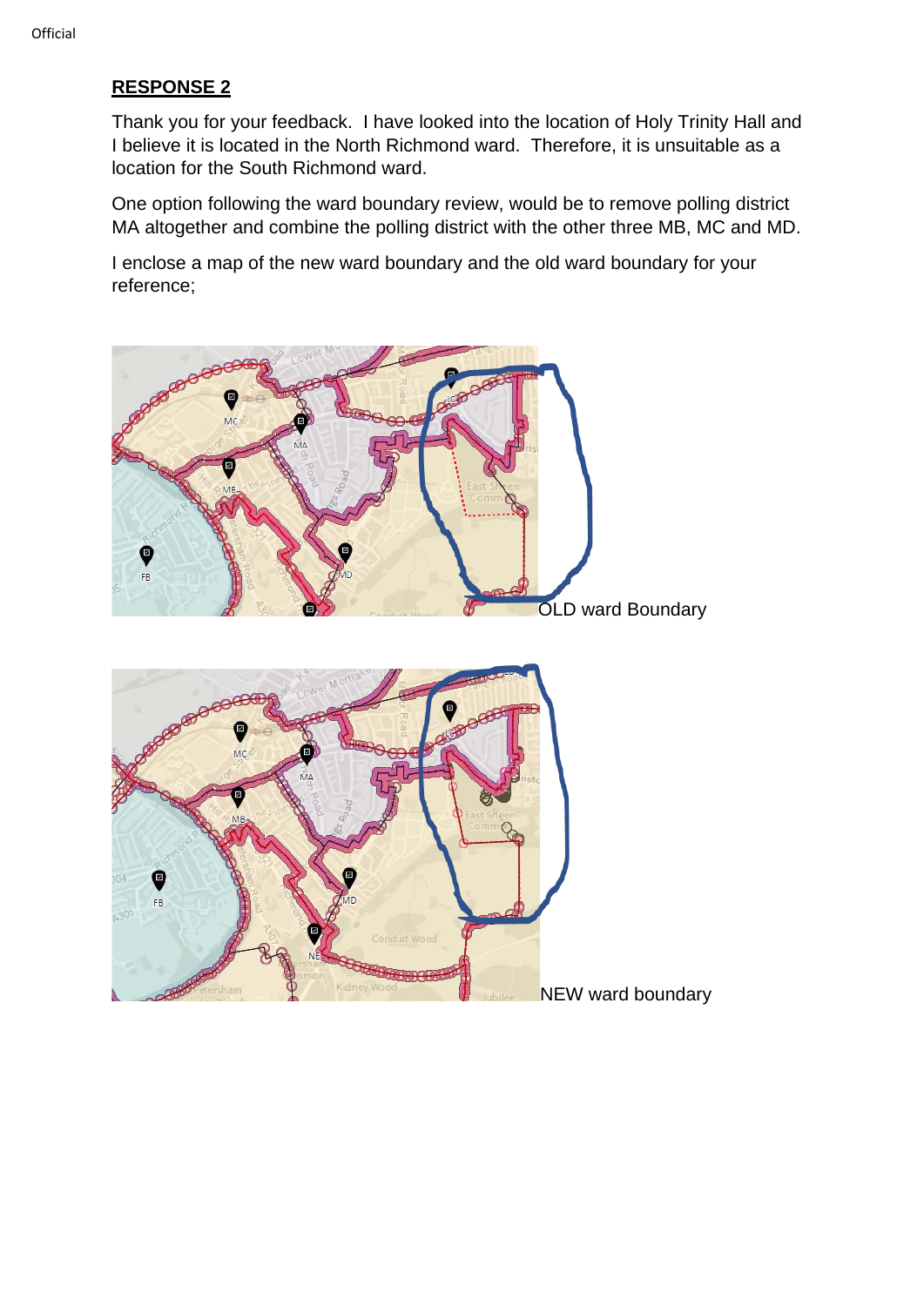## RESPONSE 2

Thank you for your feedback. I have looked into the location of Holy Trinity Hall and I believe it is located in the North Richmond ward. Therefore, it is unsuitable as a location for the South Richmond ward.

One option following the ward boundary review, would be to remove polling district MA altogether and combine the polling district with the other three MB, MC and MD.

I enclose a map of the new ward boundary and the old ward boundary for your reference;

OLD ward Boundary

NEW ward boundary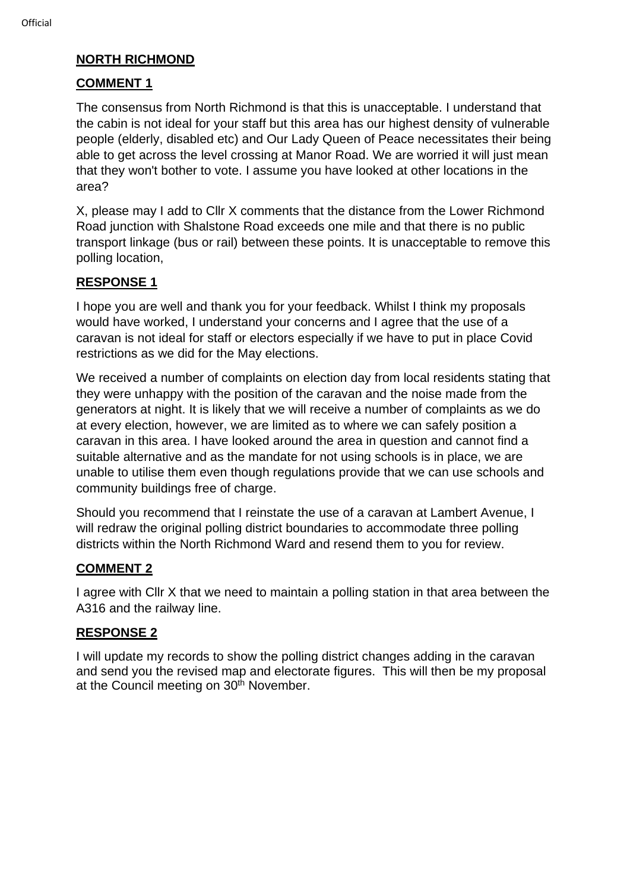**NORTH RICHMOND**

**COMMENT 1**

The consensus from North Richmond is that this is unacceptable. I understand that the cabin is not ideal for your staff but this area has our highest density of vulnerable people (elderly, disabled etc) and Our Lady Queen of Peace necessitates their being able to get across the level crossing at Manor Road. We are worried it will just mean that they won't bother to vote. I assume you have looked at other locations in the area?

X, please may I add to Cllr X comments that the distance from the Lower Richmond Road junction with Shalstone Road exceeds one mile and that there is no public transport linkage (bus or rail) between these points. It is unacceptable to remove this polling location,

**RESPONSE 1**

I hope you are well and thank you for your feedback. Whilst I think my proposals would have worked, I understand your concerns and I agree that the use of a caravan is not ideal for staff or electors especially if we have to put in place Covid restrictions as we did for the May elections.

We received a number of complaints on election day from local residents stating that they were unhappy with the position of the caravan and the noise made from the generators at night. It is likely that we will receive a number of complaints as we do at every election, however, we are limited as to where we can safely position a caravan in this area. I have looked around the area in question and cannot find a suitable alternative and as the mandate for not using schools is in place, we are unable to utilise them even though regulations provide that we can use schools and community buildings free of charge.

Should you recommend that I reinstate the use of a caravan at Lambert Avenue, I will redraw the original polling district boundaries to accommodate three polling districts within the North Richmond Ward and resend them to you for review.

**COMMENT 2**

I agree with Cllr X that we need to maintain a polling station in that area between the A316 and the railway line.

**RESPONSE 2**

I will update my records to show the polling district changes adding in the caravan and send you the revised map and electorate figures. This will then be my proposal at the Council meeting on 30th November.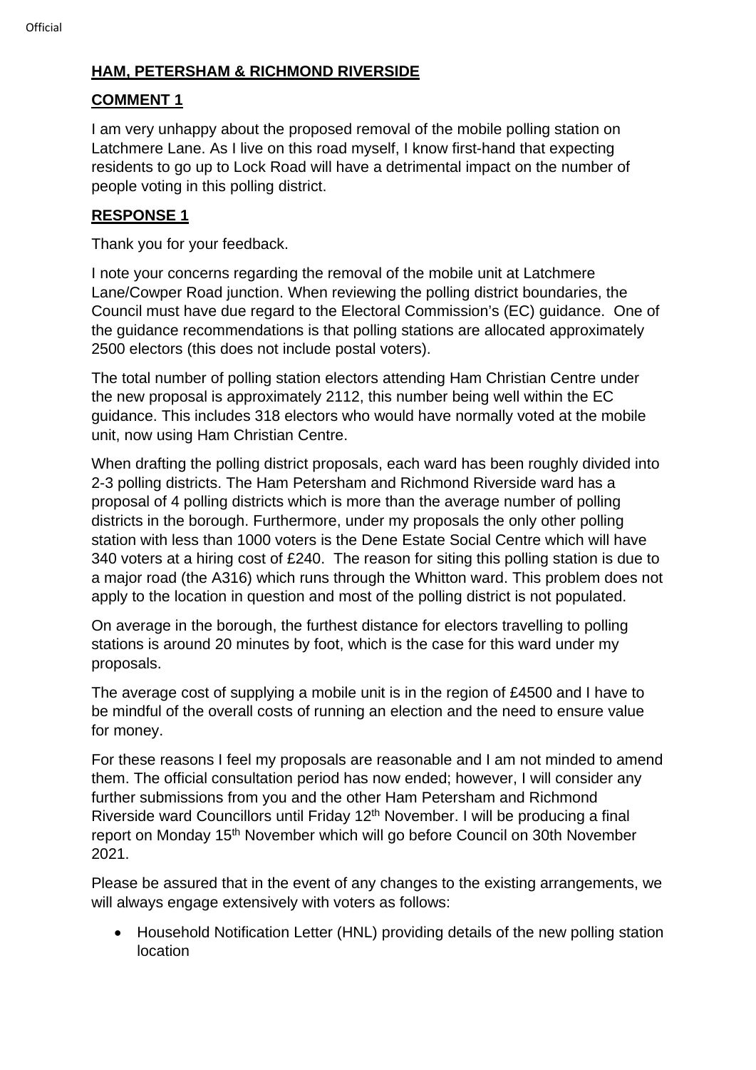**HAM, PETERSHAM & RICHMOND RIVERSIDE**

**COMMENT 1**

I am very unhappy about the proposed removal of the mobile polling station on Latchmere Lane. As I live on this road myself, I know first-hand that expecting residents to go up to Lock Road will have a detrimental impact on the number of people voting in this polling district.

**RESPONSE 1**

Thank you for your feedback.

I note your concerns regarding the removal of the mobile unit at Latchmere Lane/Cowper Road junction. When reviewing the polling district boundaries, the Council must have due regard to the Electoral Commission's (EC) guidance. One of the guidance recommendations is that polling stations are allocated approximately 2500 electors (this does not include postal voters).

The total number of polling station electors attending Ham Christian Centre under the new proposal is approximately 2112, this number being well within the EC guidance. This includes 318 electors who would have normally voted at the mobile unit, now using Ham Christian Centre.

When drafting the polling district proposals, each ward has been roughly divided into 2-3 polling districts. The Ham Petersham and Richmond Riverside ward has a proposal of 4 polling districts which is more than the average number of polling districts in the borough. Furthermore, under my proposals the only other polling station with less than 1000 voters is the Dene Estate Social Centre which will have 340 voters at a hiring cost of £240. The reason for siting this polling station is due to a major road (the A316) which runs through the Whitton ward. This problem does not apply to the location in question and most of the polling district is not populated.

On average in the borough, the furthest distance for electors travelling to polling stations is around 20 minutes by foot, which is the case for this ward under my proposals.

The average cost of supplying a mobile unit is in the region of £4500 and I have to be mindful of the overall costs of running an election and the need to ensure value for money.

For these reasons I feel my proposals are reasonable and I am not minded to amend them. The official consultation period has now ended; however, I will consider any further submissions from you and the other Ham Petersham and Richmond Riverside ward Councillors until Friday 12th November. I will be producing a final report on Monday 15th November which will go before Council on 30th November 2021.

Please be assured that in the event of any changes to the existing arrangements, we will always engage extensively with voters as follows:

- Household Notification Letter (HNL) providing details of the new polling station location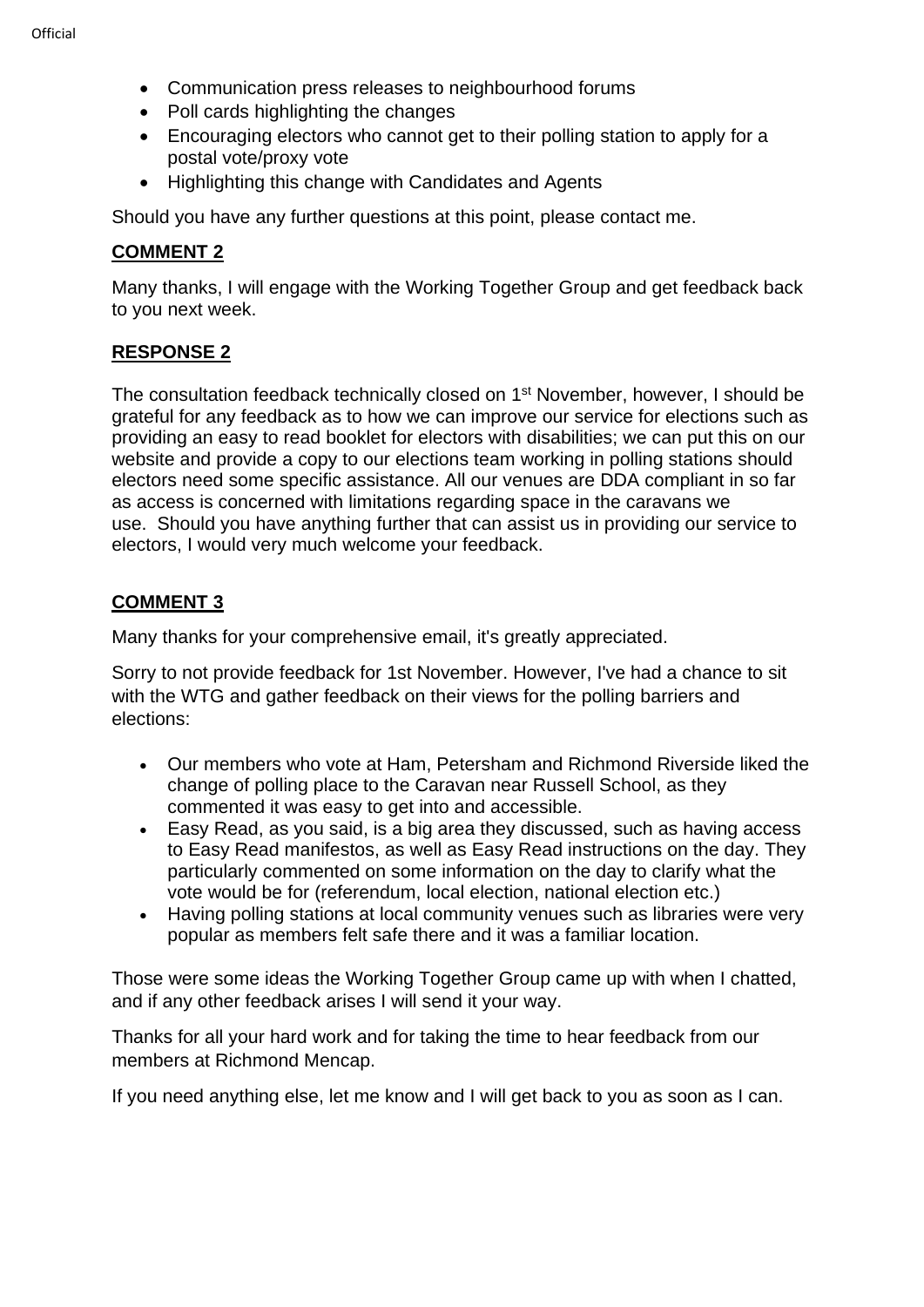- Communication press releases to neighbourhood forums
- Poll cards highlighting the changes
- Encouraging electors who cannot get to their polling station to apply for a postal vote/proxy vote
- Highlighting this change with Candidates and Agents

Should you have any further questions at this point, please contact me.

**COMMENT 2**

Many thanks, I will engage with the Working Together Group and get feedback back to you next week.

**RESPONSE 2**

The consultation feedback technically closed on 1st November, however, I should be grateful for any feedback as to how we can improve our service for elections such as providing an easy to read booklet for electors with disabilities; we can put this on our website and provide a copy to our elections team working in polling stations should electors need some specific assistance. All our venues are DDA compliant in so far as access is concerned with limitations regarding space in the caravans we use. Should you have anything further that can assist us in providing our service to electors, I would very much welcome your feedback.

**COMMENT 3**

Many thanks for your comprehensive email, it's greatly appreciated.

Sorry to not provide feedback for 1st November. However, I've had a chance to sit with the WTG and gather feedback on their views for the polling barriers and elections:

- Our members who vote at Ham, Petersham and Richmond Riverside liked the change of polling place to the Caravan near Russell School, as they commented it was easy to get into and accessible.
- Easy Read, as you said, is a big area they discussed, such as having access to Easy Read manifestos, as well as Easy Read instructions on the day. They particularly commented on some information on the day to clarify what the vote would be for (referendum, local election, national election etc.)
- Having polling stations at local community venues such as libraries were very popular as members felt safe there and it was a familiar location.

Those were some ideas the Working Together Group came up with when I chatted, and if any other feedback arises I will send it your way.

Thanks for all your hard work and for taking the time to hear feedback from our members at Richmond Mencap.

If you need anything else, let me know and I will get back to you as soon as I can.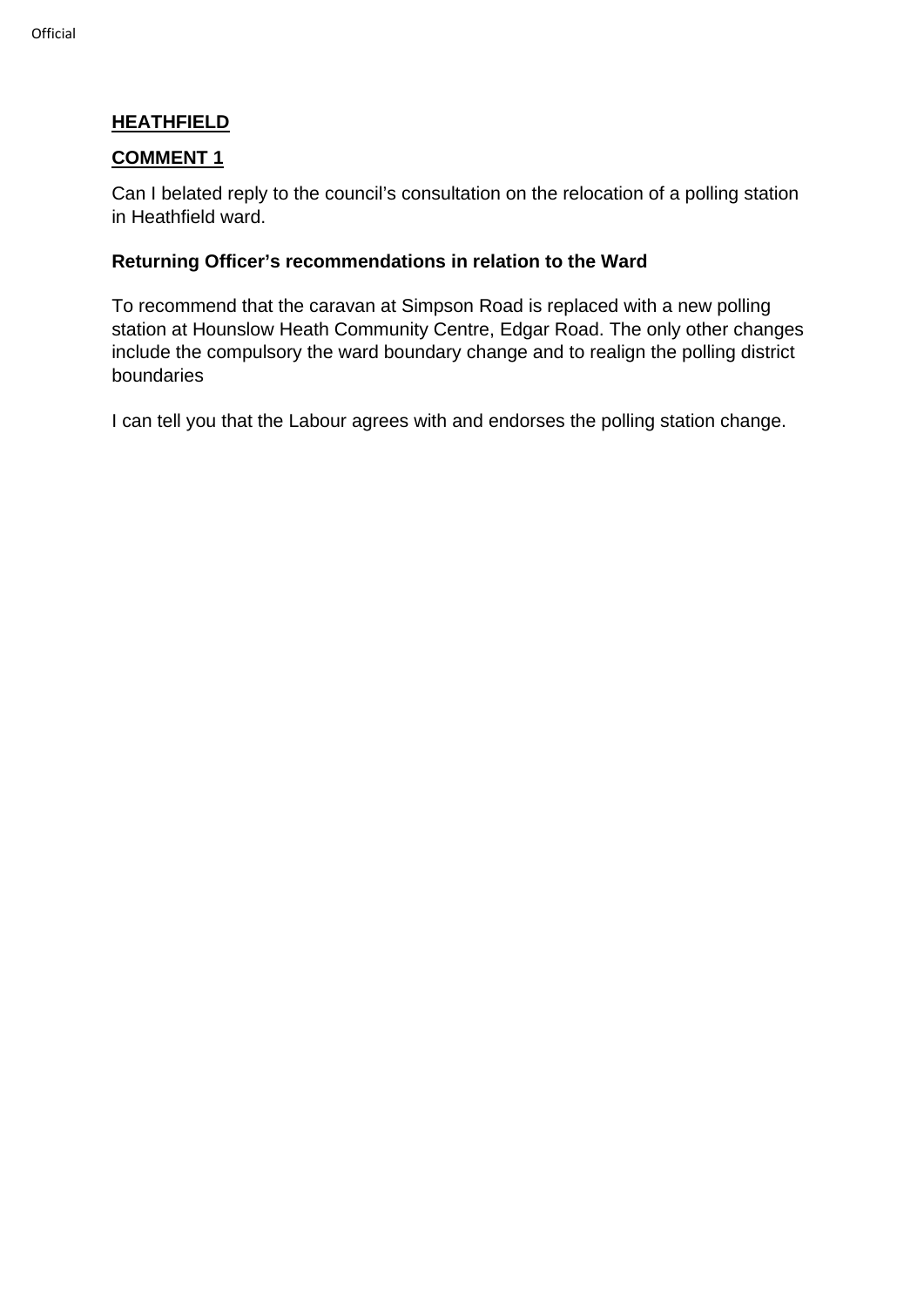**<u>HEATHFIELD</u>**

**<u>COMMENT 1</u>**

Can I belated reply to the council's consultation on the relocation of a polling station in Heathfield ward.

**Returning Officer's recommendations in relation to the Ward**

To recommend that the caravan at Simpson Road is replaced with a new polling station at Hounslow Heath Community Centre, Edgar Road. The only other changes include the compulsory the ward boundary change and to realign the polling district boundaries

I can tell you that the Labour agrees with and endorses the polling station change.